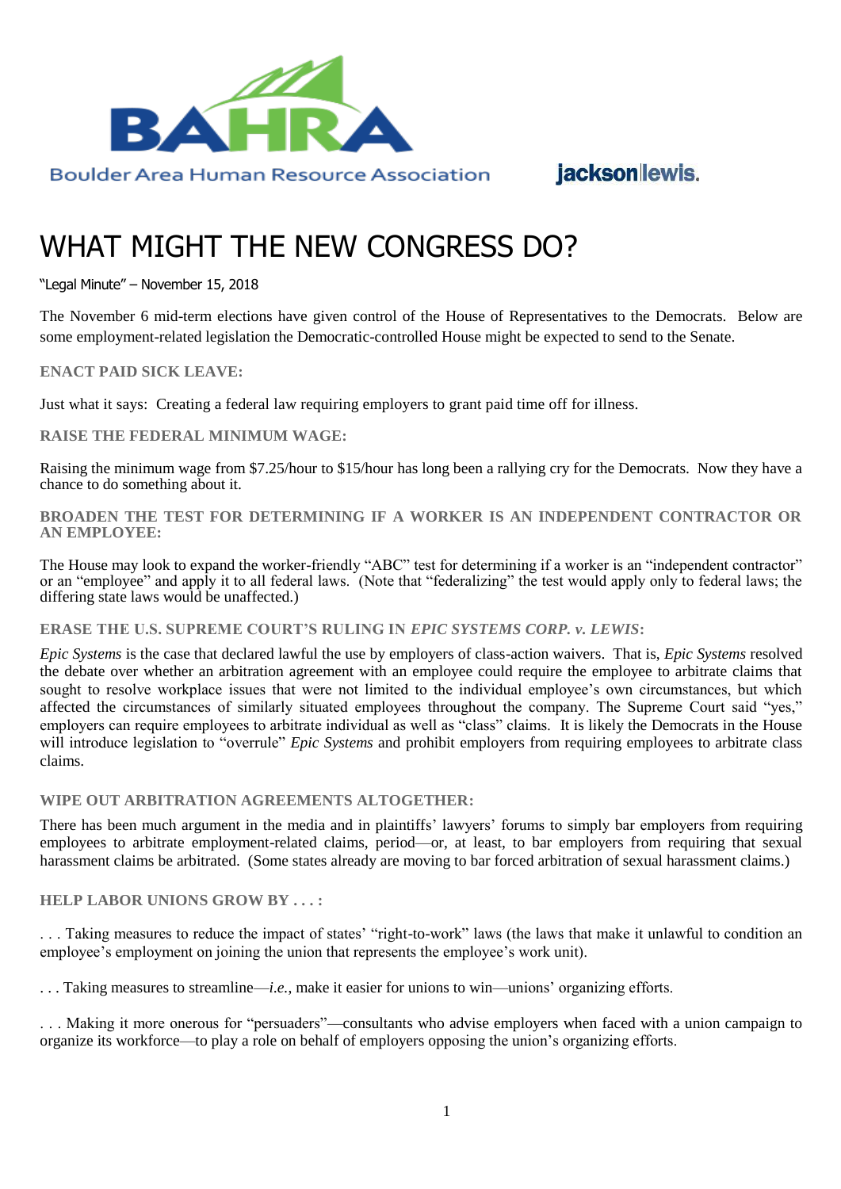Boulder Area Human Resource Association

jacksonlewis.

# WHAT MIGHT THE NEW CONGRESS DO?

"Legal Minute" – November 15, 2018

The November 6 mid-term elections have given control of the House of Representatives to the Democrats. Below are some employment-related legislation the Democratic-controlled House might be expected to send to the Senate.

**ENACT PAID SICK LEAVE:**

Just what it says: Creating a federal law requiring employers to grant paid time off for illness.

**RAISE THE FEDERAL MINIMUM WAGE:**

Raising the minimum wage from $7.25/hour to $15/hour has long been a rallying cry for the Democrats. Now they have a chance to do something about it.

**BROADEN THE TEST FOR DETERMINING IF A WORKER IS AN INDEPENDENT CONTRACTOR OR AN EMPLOYEE:**

The House may look to expand the worker-friendly "ABC" test for determining if a worker is an "independent contractor" or an "employee" and apply it to all federal laws. (Note that "federalizing" the test would apply only to federal laws; the differing state laws would be unaffected.)

**ERASE THE U.S. SUPREME COURT'S RULING IN *EPIC SYSTEMS CORP. v. LEWIS*:**

*Epic Systems* is the case that declared lawful the use by employers of class-action waivers. That is, *Epic Systems* resolved the debate over whether an arbitration agreement with an employee could require the employee to arbitrate claims that sought to resolve workplace issues that were not limited to the individual employee's own circumstances, but which affected the circumstances of similarly situated employees throughout the company. The Supreme Court said "yes," employers can require employees to arbitrate individual as well as "class" claims. It is likely the Democrats in the House will introduce legislation to "overrule" *Epic Systems* and prohibit employers from requiring employees to arbitrate class claims.

**WIPE OUT ARBITRATION AGREEMENTS ALTOGETHER:**

There has been much argument in the media and in plaintiffs' lawyers' forums to simply bar employers from requiring employees to arbitrate employment-related claims, period—or, at least, to bar employers from requiring that sexual harassment claims be arbitrated. (Some states already are moving to bar forced arbitration of sexual harassment claims.)

**HELP LABOR UNIONS GROW BY . . . :**

. . . Taking measures to reduce the impact of states' "right-to-work" laws (the laws that make it unlawful to condition an employee's employment on joining the union that represents the employee's work unit).

. . . Taking measures to streamline—*i.e.*, make it easier for unions to win—unions' organizing efforts.

. . . Making it more onerous for "persuaders"—consultants who advise employers when faced with a union campaign to organize its workforce—to play a role on behalf of employers opposing the union's organizing efforts.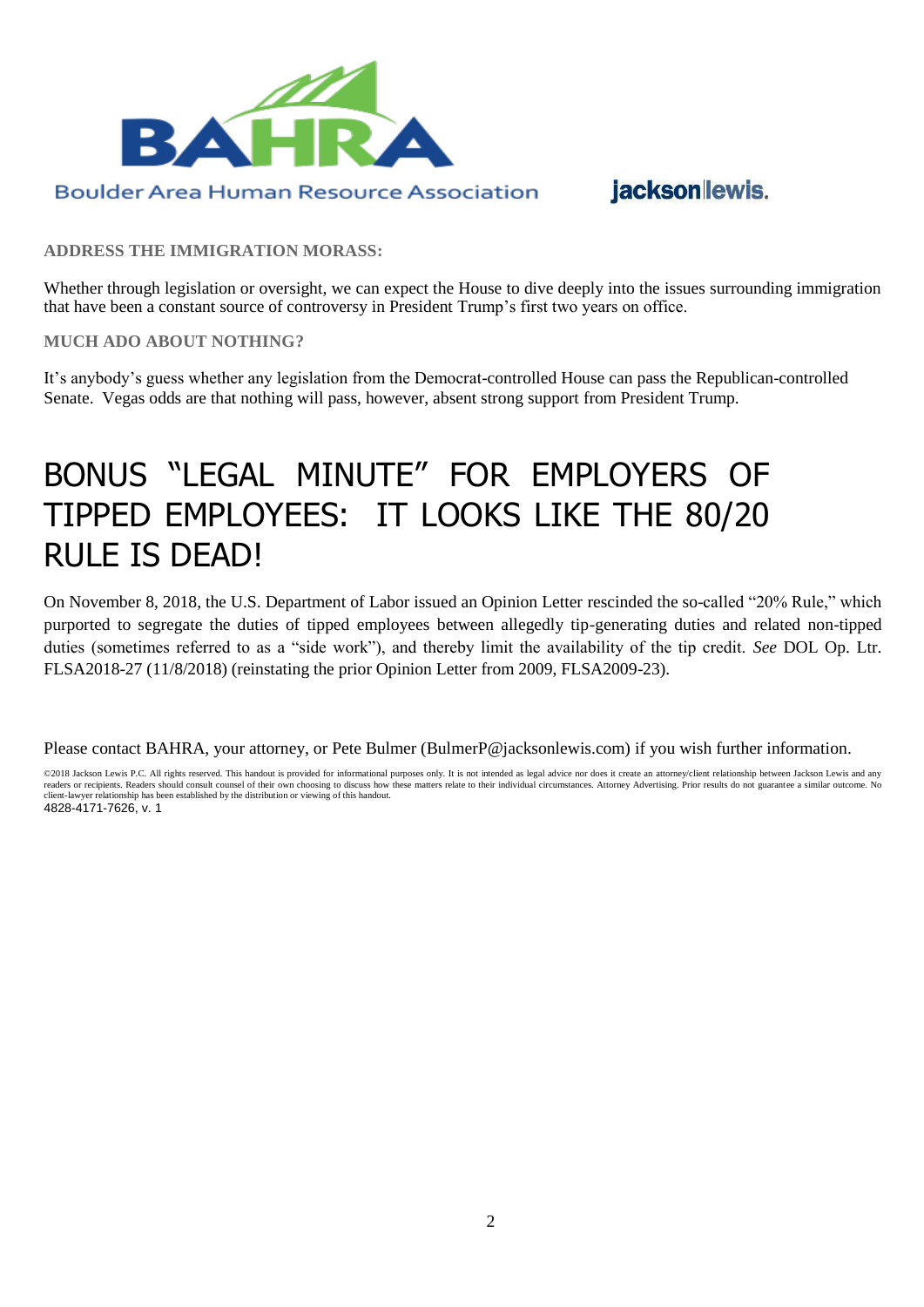**ADDRESS THE IMMIGRATION MORASS:**

Whether through legislation or oversight, we can expect the House to dive deeply into the issues surrounding immigration that have been a constant source of controversy in President Trump's first two years on office.

**MUCH ADO ABOUT NOTHING?**

It's anybody's guess whether any legislation from the Democrat-controlled House can pass the Republican-controlled Senate. Vegas odds are that nothing will pass, however, absent strong support from President Trump.

# BONUS "LEGAL MINUTE" FOR EMPLOYERS OF TIPPED EMPLOYEES: IT LOOKS LIKE THE 80/20 RULE IS DEAD!

On November 8, 2018, the U.S. Department of Labor issued an Opinion Letter rescinded the so-called "20% Rule," which purported to segregate the duties of tipped employees between allegedly tip-generating duties and related non-tipped duties (sometimes referred to as a "side work"), and thereby limit the availability of the tip credit. *See* DOL Op. Ltr. FLSA2018-27 (11/8/2018) (reinstating the prior Opinion Letter from 2009, FLSA2009-23).

Please contact BAHRA, your attorney, or Pete Bulmer (BulmerP@jacksonlewis.com) if you wish further information.

©2018 Jackson Lewis P.C. All rights reserved. This handout is provided for informational purposes only. It is not intended as legal advice nor does it create an attorney/client relationship between Jackson Lewis and any readers or recipients. Readers should consult counsel of their own choosing to discuss how these matters relate to their individual circumstances. Attorney Advertising. Prior results do not guarantee a similar outcome. No client-lawyer relationship has been established by the distribution or viewing of this handout.

4828-4171-7626, v. 1